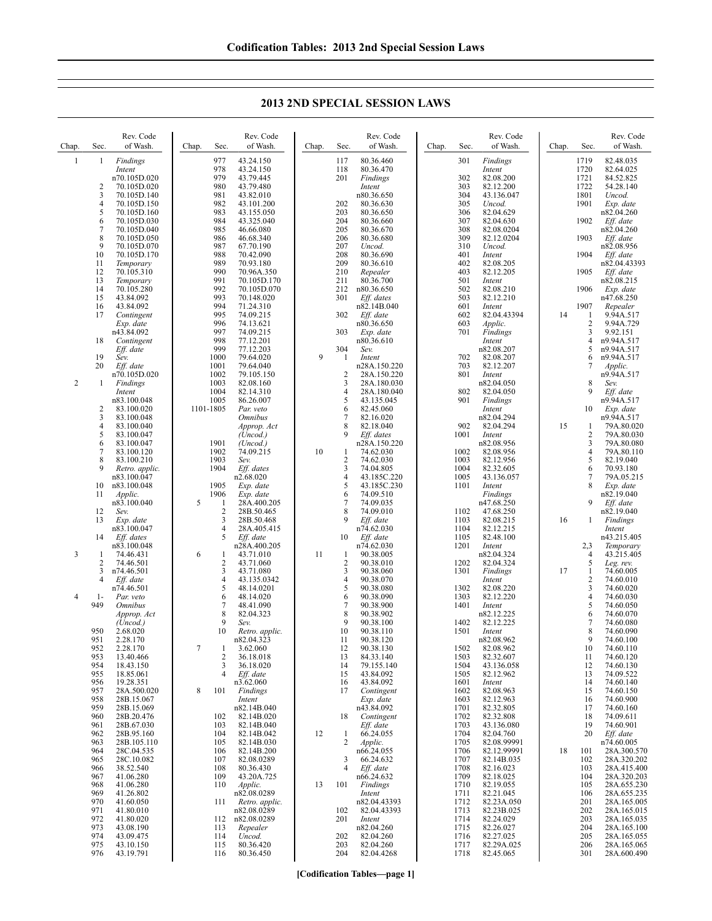# 2013 2ND SPECIAL SESSION LAWS

| Chap. | Sec. | Rev. Code of Wash. |
|---|---|---|
| 1 | 1 | *Findings Intent* n70.105D.020 |
| | 2 | 70.105D.020 |
| | 3 | 70.105D.140 |
| | 4 | 70.105D.150 |
| | 5 | 70.105D.160 |
| | 6 | 70.105D.030 |
| | 7 | 70.105D.040 |
| | 8 | 70.105D.050 |
| | 9 | 70.105D.070 |
| | 10 | 70.105D.170 |
| | 11 | *Temporary* |
| | 12 | 70.105.310 |
| | 13 | *Temporary* |
| | 14 | 70.105.280 |
| | 15 | 43.84.092 |
| | 16 | 43.84.092 |
| | 17 | *Contingent Exp. date* n43.84.092 |
| | 18 | *Contingent Eff. date* |
| | 19 | *Sev.* |
| | 20 | *Eff. date* n70.105D.020 |
| 2 | 1 | *Findings Intent* n83.100.048 |
| | 2 | 83.100.020 |
| | 3 | 83.100.048 |
| | 4 | 83.100.040 |
| | 5 | 83.100.047 |
| | 6 | 83.100.047 |
| | 7 | 83.100.120 |
| | 8 | 83.100.210 |
| | 9 | *Retro. applic.* n83.100.047 |
| | 10 | n83.100.048 |
| | 11 | *Applic.* n83.100.040 |
| | 12 | *Sev.* |
| | 13 | *Exp. date* n83.100.047 |
| | 14 | *Eff. dates* n83.100.048 |
| 3 | 1 | 74.46.431 |
| | 2 | 74.46.501 |
| | 3 | n74.46.501 |
| | 4 | *Eff. date* n74.46.501 |
| 4 | 1-949 | *Par. veto Omnibus Approp. Act (Uncod.)* |
| | 950 | 2.68.020 |
| | 951 | 2.28.170 |
| | 952 | 2.28.170 |
| | 953 | 13.40.466 |
| | 954 | 18.43.150 |
| | 955 | 18.85.061 |
| | 956 | 19.28.351 |
| | 957 | 28A.500.020 |
| | 958 | 28B.15.067 |
| | 959 | 28B.15.069 |
| | 960 | 28B.20.476 |
| | 961 | 28B.67.030 |
| | 962 | 28B.95.160 |
| | 963 | 28B.105.110 |
| | 964 | 28C.04.535 |
| | 965 | 28C.10.082 |
| | 966 | 38.52.540 |
| | 967 | 41.06.280 |
| | 968 | 41.06.280 |
| | 969 | 41.26.802 |
| | 970 | 41.60.050 |
| | 971 | 41.80.010 |
| | 972 | 41.80.020 |
| | 973 | 43.08.190 |
| | 974 | 43.09.475 |
| | 975 | 43.10.150 |
| | 976 | 43.19.791 |
| | 977 | 43.24.150 |
| | 978 | 43.24.150 |
| | 979 | 43.79.445 |
| | 980 | 43.79.480 |
| | 981 | 43.82.010 |
| | 982 | 43.101.200 |
| | 983 | 43.155.050 |
| | 984 | 43.325.040 |
| | 985 | 46.66.080 |
| | 986 | 46.68.340 |
| | 987 | 67.70.190 |
| | 988 | 70.42.090 |
| | 989 | 70.93.180 |
| | 990 | 70.96A.350 |
| | 991 | 70.105D.170 |
| | 992 | 70.105D.070 |
| | 993 | 70.148.020 |
| | 994 | 71.24.310 |
| | 995 | 74.09.215 |
| | 996 | 74.13.621 |
| | 997 | 74.09.215 |
| | 998 | 77.12.201 |
| | 999 | 77.12.203 |
| | 1000 | 79.64.020 |
| | 1001 | 79.64.040 |
| | 1002 | 79.105.150 |
| | 1003 | 82.08.160 |
| | 1004 | 82.14.310 |
| | 1005 | 86.26.007 |
| | 1101-1805 | *Par. veto Omnibus Approp. Act (Uncod.)* |
| | 1901 | *(Uncod.)* |
| | 1902 | 74.09.215 |
| | 1903 | *Sev.* |
| | 1904 | *Eff. dates* n2.68.020 |
| | 1905 | *Exp. date* |
| | 1906 | *Exp. date* |
| 5 | 1 | 28A.400.205 |
| | 2 | 28B.50.465 |
| | 3 | 28B.50.468 |
| | 4 | 28A.405.415 |
| | 5 | *Eff. date* n28A.400.205 |
| 6 | 1 | 43.71.010 |
| | 2 | 43.71.060 |
| | 3 | 43.71.080 |
| | 4 | 43.135.0342 |
| | 5 | 48.14.0201 |
| | 6 | 48.14.020 |
| | 7 | 48.41.090 |
| | 8 | 82.04.323 |
| | 9 | *Sev.* |
| | 10 | *Retro. applic.* n82.04.323 |
| 7 | 1 | 3.62.060 |
| | 2 | 36.18.018 |
| | 3 | 36.18.020 |
| | 4 | *Eff. date* n3.62.060 |
| 8 | 101 | *Findings Intent* n82.14B.040 |
| | 102 | 82.14B.020 |
| | 103 | 82.14B.040 |
| | 104 | 82.14B.042 |
| | 105 | 82.14B.030 |
| | 106 | 82.14B.200 |
| | 107 | 82.08.0289 |
| | 108 | 80.36.430 |
| | 109 | 43.20A.725 |
| | 110 | *Applic.* n82.08.0289 |
| | 111 | *Retro. applic.* n82.08.0289 |
| | 112 | n82.08.0289 |
| | 113 | *Repealer* |
| | 114 | *Uncod.* |
| | 115 | 80.36.420 |
| | 116 | 80.36.450 |
| | 117 | 80.36.460 |
| | 118 | 80.36.470 |
| | 201 | *Findings Intent* n80.36.650 |
| | 202 | 80.36.630 |
| | 203 | 80.36.650 |
| | 204 | 80.36.660 |
| | 205 | 80.36.670 |
| | 206 | 80.36.680 |
| | 207 | *Uncod.* |
| | 208 | 80.36.690 |
| | 209 | 80.36.610 |
| | 210 | *Repealer* |
| | 211 | 80.36.700 |
| | 212 | n80.36.650 |
| | 301 | *Eff. dates* n82.14B.040 |
| | 302 | *Eff. date* n80.36.650 |
| | 303 | *Exp. date* n80.36.610 |
| | 304 | *Sev.* |
| 9 | 1 | *Intent* n28A.150.220 |
| | 2 | 28A.150.220 |
| | 3 | 28A.180.030 |
| | 4 | 28A.180.040 |
| | 5 | 43.135.045 |
| | 6 | 82.45.060 |
| | 7 | 82.16.020 |
| | 8 | 82.18.040 |
| | 9 | *Eff. dates* n28A.150.220 |
| 10 | 1 | 74.62.030 |
| | 2 | 74.62.030 |
| | 3 | 74.04.805 |
| | 4 | 43.185C.220 |
| | 5 | 43.185C.230 |
| | 6 | 74.09.510 |
| | 7 | 74.09.035 |
| | 8 | 74.09.010 |
| | 9 | *Eff. date* n74.62.030 |
| | 10 | *Exp. date* n74.62.030 |
| 11 | 1 | 90.38.005 |
| | 2 | 90.38.010 |
| | 3 | 90.38.060 |
| | 4 | 90.38.070 |
| | 5 | 90.38.080 |
| | 6 | 90.38.090 |
| | 7 | 90.38.900 |
| | 8 | 90.38.902 |
| | 9 | 90.38.100 |
| | 10 | 90.38.110 |
| | 11 | 90.38.120 |
| | 12 | 90.38.130 |
| | 13 | 84.33.140 |
| | 14 | 79.155.140 |
| | 15 | 43.84.092 |
| | 16 | 43.84.092 |
| | 17 | *Contingent Exp. date* n43.84.092 |
| | 18 | *Contingent Eff. date* |
| 12 | 1 | 66.24.055 |
| | 2 | *Applic.* n66.24.055 |
| | 3 | 66.24.632 |
| | 4 | *Eff. date* n66.24.632 |
| 13 | 101 | *Findings Intent* n82.04.43393 |
| | 102 | 82.04.43393 |
| | 201 | *Intent* n82.04.260 |
| | 202 | 82.04.260 |
| | 203 | 82.04.260 |
| | 204 | 82.04.4268 |
| | 301 | *Findings Intent* |
| | 302 | 82.08.200 |
| | 303 | 82.12.200 |
| | 304 | 43.136.047 |
| | 305 | *Uncod.* |
| | 306 | 82.04.629 |
| | 307 | 82.04.630 |
| | 308 | 82.08.0204 |
| | 309 | 82.12.0204 |
| | 310 | *Uncod.* |
| | 401 | *Intent* |
| | 402 | 82.08.205 |
| | 403 | 82.12.205 |
| | 501 | *Intent* |
| | 502 | 82.08.210 |
| | 503 | 82.12.210 |
| | 601 | *Intent* |
| | 602 | 82.04.43394 |
| | 603 | *Applic.* |
| | 701 | *Findings Intent* n82.08.207 |
| | 702 | 82.08.207 |
| | 703 | 82.12.207 |
| | 801 | *Intent* n82.04.050 |
| | 802 | 82.04.050 |
| | 901 | *Findings Intent* n82.04.294 |
| | 902 | 82.04.294 |
| | 1001 | *Intent* n82.08.956 |
| | 1002 | 82.08.956 |
| | 1003 | 82.12.956 |
| | 1004 | 82.32.605 |
| | 1005 | 43.136.057 |
| | 1101 | *Intent Findings* n47.68.250 |
| | 1102 | 47.68.250 |
| | 1103 | 82.08.215 |
| | 1104 | 82.12.215 |
| | 1105 | 82.48.100 |
| | 1201 | *Intent* n82.04.324 |
| | 1202 | 82.04.324 |
| | 1301 | *Findings Intent* |
| | 1302 | 82.08.220 |
| | 1303 | 82.12.220 |
| | 1401 | *Intent* n82.12.225 |
| | 1402 | 82.12.225 |
| | 1501 | *Intent* n82.08.962 |
| | 1502 | 82.08.962 |
| | 1503 | 82.32.607 |
| | 1504 | 43.136.058 |
| | 1505 | 82.12.962 |
| | 1601 | *Intent* |
| | 1602 | 82.08.963 |
| | 1603 | 82.12.963 |
| | 1701 | 82.32.805 |
| | 1702 | 82.32.808 |
| | 1703 | 43.136.080 |
| | 1704 | 82.04.760 |
| | 1705 | 82.08.99991 |
| | 1706 | 82.12.99991 |
| | 1707 | 82.14B.035 |
| | 1708 | 82.16.023 |
| | 1709 | 82.18.025 |
| | 1710 | 82.19.055 |
| | 1711 | 82.21.045 |
| | 1712 | 82.23A.050 |
| | 1713 | 82.23B.025 |
| | 1714 | 82.24.029 |
| | 1715 | 82.26.027 |
| | 1716 | 82.27.025 |
| | 1717 | 82.29A.025 |
| | 1718 | 82.45.065 |
| | 1719 | 82.48.035 |
| | 1720 | 82.64.025 |
| | 1721 | 84.52.825 |
| | 1722 | 54.28.140 |
| | 1801 | *Uncod.* |
| | 1901 | *Exp. date* n82.04.260 |
| | 1902 | *Eff. date* n82.04.260 |
| | 1903 | *Eff. date* n82.08.956 |
| | 1904 | *Eff. date* n82.04.43393 |
| | 1905 | *Eff. date* n82.08.215 |
| | 1906 | *Exp. date* n47.68.250 |
| | 1907 | *Repealer* |
| 14 | 1 | 9.94A.517 |
| | 2 | 9.94A.729 |
| | 3 | 9.92.151 |
| | 4 | n9.94A.517 |
| | 5 | n9.94A.517 |
| | 6 | n9.94A.517 |
| | 7 | *Applic.* n9.94A.517 |
| | 8 | *Sev.* |
| | 9 | *Eff. date* n9.94A.517 |
| | 10 | *Exp. date* n9.94A.517 |
| 15 | 1 | 79A.80.020 |
| | 2 | 79A.80.030 |
| | 3 | 79A.80.080 |
| | 4 | 79A.80.110 |
| | 5 | 82.19.040 |
| | 6 | 70.93.180 |
| | 7 | 79A.05.215 |
| | 8 | *Exp. date* n82.19.040 |
| | 9 | *Eff. date* n82.19.040 |
| 16 | 1 | *Findings Intent* n43.215.405 |
| | 2,3 | *Temporary* |
| | 4 | 43.215.405 |
| | 5 | *Leg. rev.* |
| 17 | 1 | 74.60.005 |
| | 2 | 74.60.010 |
| | 3 | 74.60.020 |
| | 4 | 74.60.030 |
| | 5 | 74.60.050 |
| | 6 | 74.60.070 |
| | 7 | 74.60.080 |
| | 8 | 74.60.090 |
| | 9 | 74.60.100 |
| | 10 | 74.60.110 |
| | 11 | 74.60.120 |
| | 12 | 74.60.130 |
| | 13 | 74.09.522 |
| | 14 | 74.60.140 |
| | 15 | 74.60.150 |
| | 16 | 74.60.900 |
| | 17 | 74.60.160 |
| | 18 | 74.09.611 |
| | 19 | 74.60.901 |
| | 20 | *Eff. date* n74.60.005 |
| 18 | 101 | 28A.300.570 |
| | 102 | 28A.320.202 |
| | 103 | 28A.415.400 |
| | 104 | 28A.320.203 |
| | 105 | 28A.655.230 |
| | 106 | 28A.655.235 |
| | 201 | 28A.165.005 |
| | 202 | 28A.165.015 |
| | 203 | 28A.165.035 |
| | 204 | 28A.165.100 |
| | 205 | 28A.165.055 |
| | 206 | 28A.165.065 |
| | 301 | 28A.600.490 |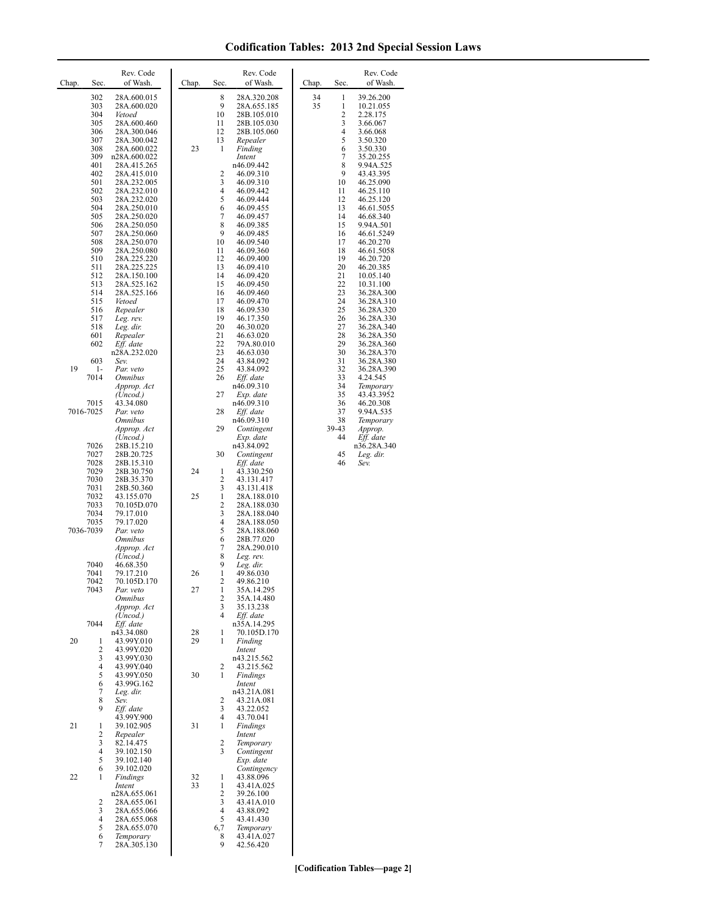# Codification Tables: 2013 2nd Special Session Laws

| Chap. | Sec. | Rev. Code of Wash. |
|---|---|---|
| | 302 | 28A.600.015 |
| | 303 | 28A.600.020 |
| | 304 | *Vetoed* |
| | 305 | 28A.600.460 |
| | 306 | 28A.300.046 |
| | 307 | 28A.300.042 |
| | 308 | 28A.600.022 |
| | 309 | n28A.600.022 |
| | 401 | 28A.415.265 |
| | 402 | 28A.415.010 |
| | 501 | 28A.232.005 |
| | 502 | 28A.232.010 |
| | 503 | 28A.232.020 |
| | 504 | 28A.250.010 |
| | 505 | 28A.250.020 |
| | 506 | 28A.250.050 |
| | 507 | 28A.250.060 |
| | 508 | 28A.250.070 |
| | 509 | 28A.250.080 |
| | 510 | 28A.225.220 |
| | 511 | 28A.225.225 |
| | 512 | 28A.150.100 |
| | 513 | 28A.525.162 |
| | 514 | 28A.525.166 |
| | 515 | *Vetoed* |
| | 516 | *Repealer* |
| | 517 | *Leg. rev.* |
| | 518 | *Leg. dir.* |
| | 601 | *Repealer* |
| | 602 | *Eff. date* n28A.232.020 |
| | 603 | *Sev.* |
| 19 | 1-7014 | *Par. veto Omnibus Approp. Act (Uncod.)* |
| | 7015 | 43.34.080 |
| | 7016-7025 | *Par. veto Omnibus Approp. Act (Uncod.)* |
| | 7026 | 28B.15.210 |
| | 7027 | 28B.20.725 |
| | 7028 | 28B.15.310 |
| | 7029 | 28B.30.750 |
| | 7030 | 28B.35.370 |
| | 7031 | 28B.50.360 |
| | 7032 | 43.155.070 |
| | 7033 | 70.105D.070 |
| | 7034 | 79.17.010 |
| | 7035 | 79.17.020 |
| | 7036-7039 | *Par. veto Omnibus Approp. Act (Uncod.)* |
| | 7040 | 46.68.350 |
| | 7041 | 79.17.210 |
| | 7042 | 70.105D.170 |
| | 7043 | *Par. veto Omnibus Approp. Act (Uncod.)* |
| | 7044 | *Eff. date* n43.34.080 |
| 20 | 1 | 43.99Y.010 |
| | 2 | 43.99Y.020 |
| | 3 | 43.99Y.030 |
| | 4 | 43.99Y.040 |
| | 5 | 43.99Y.050 |
| | 6 | 43.99G.162 |
| | 7 | *Leg. dir.* |
| | 8 | *Sev.* |
| | 9 | *Eff. date* 43.99Y.900 |
| 21 | 1 | 39.102.905 |
| | 2 | *Repealer* |
| | 3 | 82.14.475 |
| | 4 | 39.102.150 |
| | 5 | 39.102.140 |
| | 6 | 39.102.020 |
| 22 | 1 | *Findings Intent* n28A.655.061 |
| | 2 | 28A.655.061 |
| | 3 | 28A.655.066 |
| | 4 | 28A.655.068 |
| | 5 | 28A.655.070 |
| | 6 | *Temporary* |
| | 7 | 28A.305.130 |
| | 8 | 28A.320.208 |
| | 9 | 28A.655.185 |
| | 10 | 28B.105.010 |
| | 11 | 28B.105.030 |
| | 12 | 28B.105.060 |
| | 13 | *Repealer* |
| 23 | 1 | *Finding Intent* n46.09.442 |
| | 2 | 46.09.310 |
| | 3 | 46.09.310 |
| | 4 | 46.09.442 |
| | 5 | 46.09.444 |
| | 6 | 46.09.455 |
| | 7 | 46.09.457 |
| | 8 | 46.09.385 |
| | 9 | 46.09.485 |
| | 10 | 46.09.540 |
| | 11 | 46.09.360 |
| | 12 | 46.09.400 |
| | 13 | 46.09.410 |
| | 14 | 46.09.420 |
| | 15 | 46.09.450 |
| | 16 | 46.09.460 |
| | 17 | 46.09.470 |
| | 18 | 46.09.530 |
| | 19 | 46.17.350 |
| | 20 | 46.30.020 |
| | 21 | 46.63.020 |
| | 22 | 79A.80.010 |
| | 23 | 46.63.030 |
| | 24 | 43.84.092 |
| | 25 | 43.84.092 |
| | 26 | *Eff. date* n46.09.310 |
| | 27 | *Exp. date* n46.09.310 |
| | 28 | *Eff. date* n46.09.310 |
| | 29 | *Contingent Exp. date* n43.84.092 |
| | 30 | *Contingent Eff. date* |
| 24 | 1 | 43.330.250 |
| | 2 | 43.131.417 |
| | 3 | 43.131.418 |
| 25 | 1 | 28A.188.010 |
| | 2 | 28A.188.030 |
| | 3 | 28A.188.040 |
| | 4 | 28A.188.050 |
| | 5 | 28A.188.060 |
| | 6 | 28B.77.020 |
| | 7 | 28A.290.010 |
| | 8 | *Leg. rev.* |
| | 9 | *Leg. dir.* |
| 26 | 1 | 49.86.030 |
| | 2 | 49.86.210 |
| 27 | 1 | 35A.14.295 |
| | 2 | 35A.14.480 |
| | 3 | 35.13.238 |
| | 4 | *Eff. date* n35A.14.295 |
| 28 | 1 | 70.105D.170 |
| 29 | 1 | *Finding Intent* n43.215.562 |
| | 2 | 43.215.562 |
| 30 | 1 | *Findings Intent* n43.21A.081 |
| | 2 | 43.21A.081 |
| | 3 | 43.22.052 |
| | 4 | 43.70.041 |
| 31 | 1 | *Findings Intent* |
| | 2 | *Temporary* |
| | 3 | *Contingent Exp. date Contingency* |
| 32 | 1 | 43.88.096 |
| 33 | 1 | 43.41A.025 |
| | 2 | 39.26.100 |
| | 3 | 43.41A.010 |
| | 4 | 43.88.092 |
| | 5 | 43.41.430 |
| | 6,7 | *Temporary* |
| | 8 | 43.41A.027 |
| | 9 | 42.56.420 |
| 34 | 1 | 39.26.200 |
| 35 | 1 | 10.21.055 |
| | 2 | 2.28.175 |
| | 3 | 3.66.067 |
| | 4 | 3.66.068 |
| | 5 | 3.50.320 |
| | 6 | 3.50.330 |
| | 7 | 35.20.255 |
| | 8 | 9.94A.525 |
| | 9 | 43.43.395 |
| | 10 | 46.25.090 |
| | 11 | 46.25.110 |
| | 12 | 46.25.120 |
| | 13 | 46.61.5055 |
| | 14 | 46.68.340 |
| | 15 | 9.94A.501 |
| | 16 | 46.61.5249 |
| | 17 | 46.20.270 |
| | 18 | 46.61.5058 |
| | 19 | 46.20.720 |
| | 20 | 46.20.385 |
| | 21 | 10.05.140 |
| | 22 | 10.31.100 |
| | 23 | 36.28A.300 |
| | 24 | 36.28A.310 |
| | 25 | 36.28A.320 |
| | 26 | 36.28A.330 |
| | 27 | 36.28A.340 |
| | 28 | 36.28A.350 |
| | 29 | 36.28A.360 |
| | 30 | 36.28A.370 |
| | 31 | 36.28A.380 |
| | 32 | 36.28A.390 |
| | 33 | 4.24.545 |
| | 34 | *Temporary* |
| | 35 | 43.43.3952 |
| | 36 | 46.20.308 |
| | 37 | 9.94A.535 |
| | 38 | *Temporary* |
| | 39-43 | *Approp.* |
| | 44 | *Eff. date* n36.28A.340 |
| | 45 | *Leg. dir.* |
| | 46 | *Sev.* |